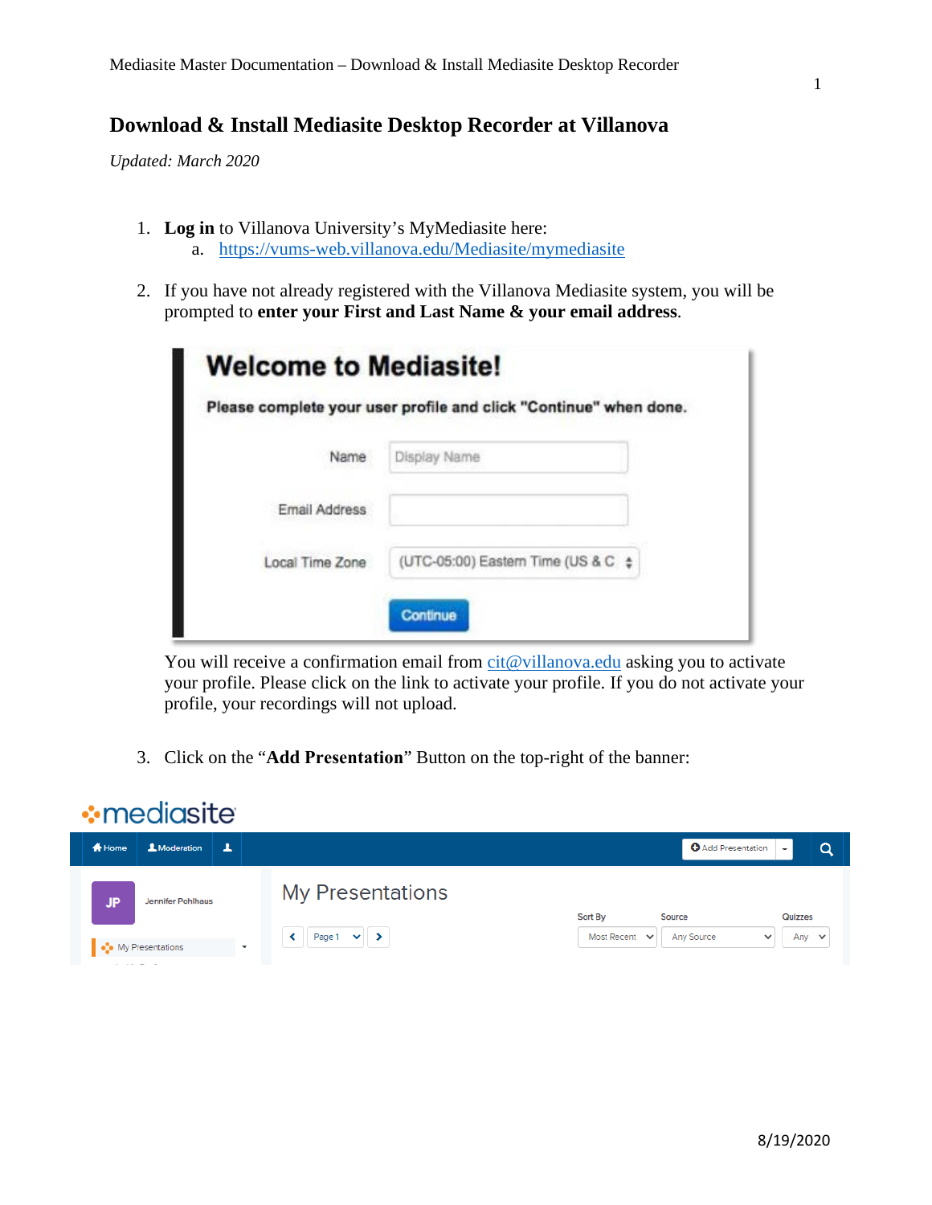# Download & Install Mediasite Desktop Recorder at Villanova

*Updated: March 2020*

1. **Log in** to Villanova University's MyMediasite here:
   a. https://vums-web.villanova.edu/Mediasite/mymediasite

2. If you have not already registered with the Villanova Mediasite system, you will be prompted to **enter your First and Last Name & your email address**.

   You will receive a confirmation email from cit@villanova.edu asking you to activate your profile. Please click on the link to activate your profile. If you do not activate your profile, your recordings will not upload.

3. Click on the "**Add Presentation**" Button on the top-right of the banner: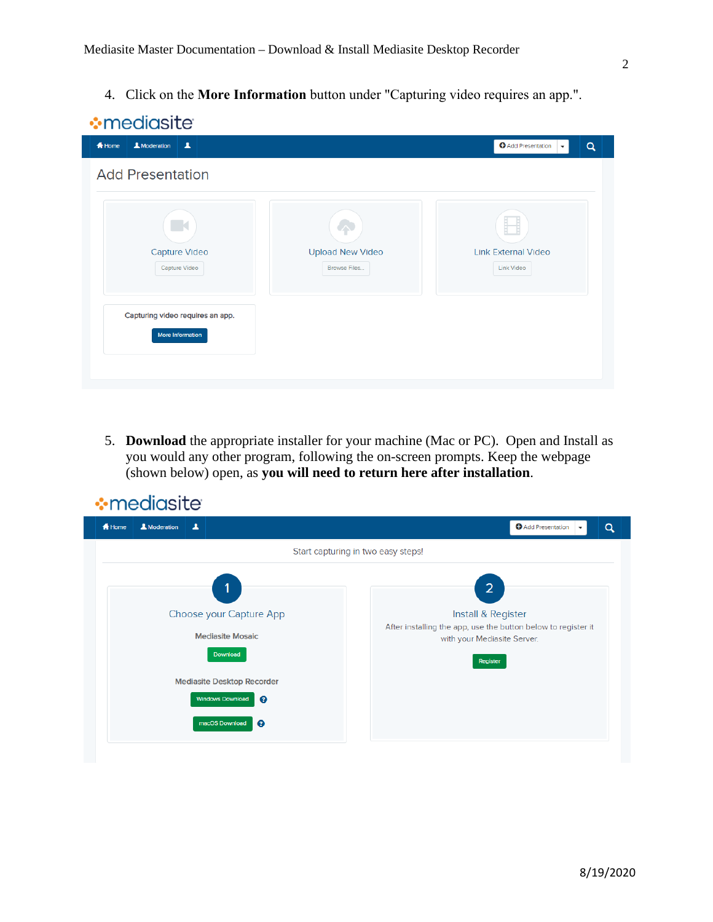4. Click on the **More Information** button under "Capturing video requires an app.".

5. **Download** the appropriate installer for your machine (Mac or PC). Open and Install as you would any other program, following the on-screen prompts. Keep the webpage (shown below) open, as **you will need to return here after installation**.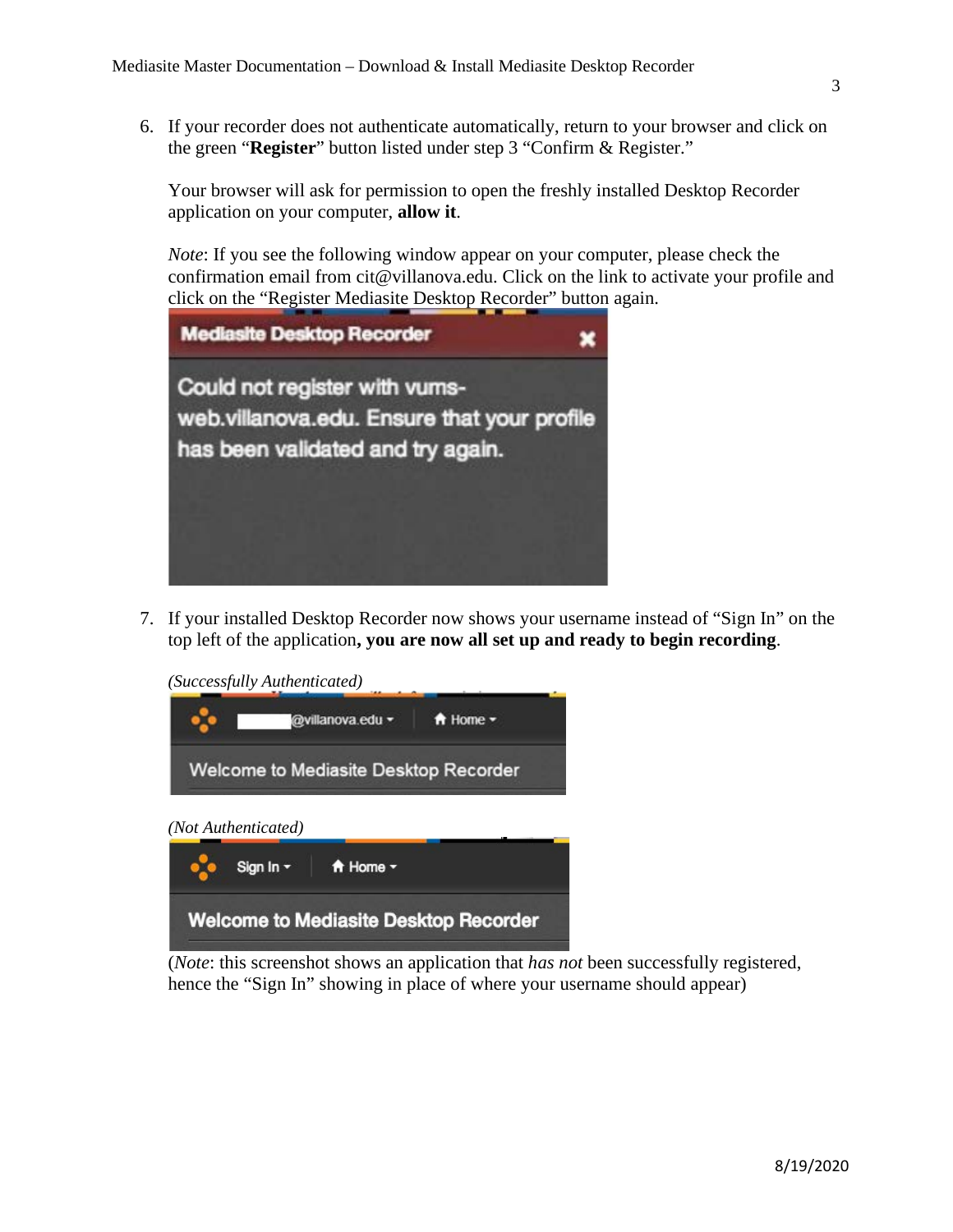6. If your recorder does not authenticate automatically, return to your browser and click on the green "**Register**" button listed under step 3 "Confirm & Register."

   Your browser will ask for permission to open the freshly installed Desktop Recorder application on your computer, **allow it**.

   *Note*: If you see the following window appear on your computer, please check the confirmation email from cit@villanova.edu. Click on the link to activate your profile and click on the "Register Mediasite Desktop Recorder" button again.

   Mediasite Desktop Recorder

   Could not register with vums-web.villanova.edu. Ensure that your profile has been validated and try again.

7. If your installed Desktop Recorder now shows your username instead of "Sign In" on the top left of the application**, you are now all set up and ready to begin recording**.

   *(Successfully Authenticated)*

   @villanova.edu Home

   Welcome to Mediasite Desktop Recorder

   *(Not Authenticated)*

   Sign In Home

   Welcome to Mediasite Desktop Recorder

   (*Note*: this screenshot shows an application that *has not* been successfully registered, hence the "Sign In" showing in place of where your username should appear)